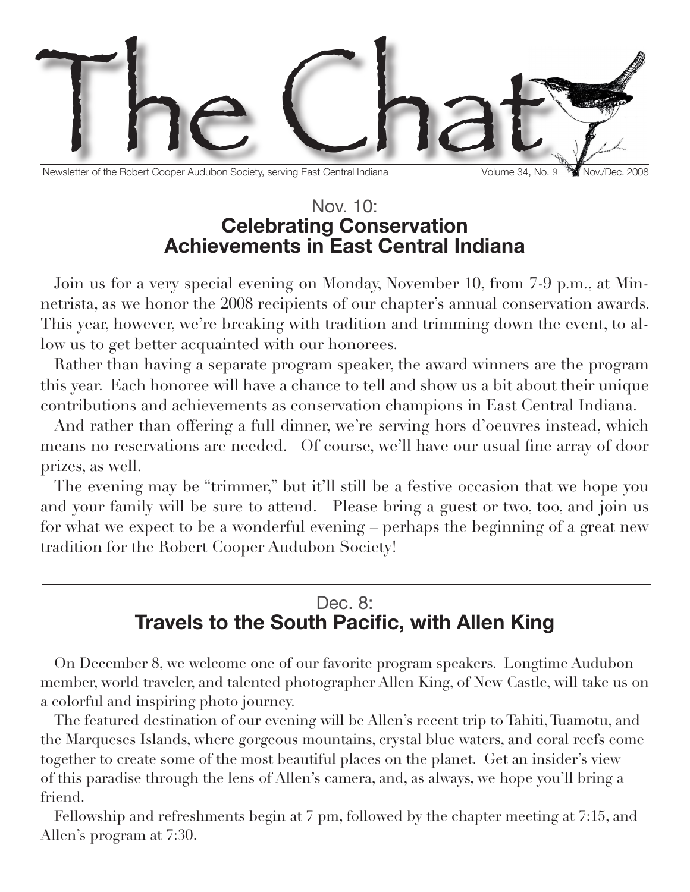# The Chat

Newsletter of the Robert Cooper Audubon Society, serving East Central Indiana — Volume 34, No. 9 — Nov./Dec. 2008

## Nov. 10:
## **Celebrating Conservation Achievements in East Central Indiana**

Join us for a very special evening on Monday, November 10, from 7-9 p.m., at Minnetrista, as we honor the 2008 recipients of our chapter's annual conservation awards. This year, however, we're breaking with tradition and trimming down the event, to allow us to get better acquainted with our honorees.

Rather than having a separate program speaker, the award winners are the program this year. Each honoree will have a chance to tell and show us a bit about their unique contributions and achievements as conservation champions in East Central Indiana.

And rather than offering a full dinner, we're serving hors d'oeuvres instead, which means no reservations are needed. Of course, we'll have our usual fine array of door prizes, as well.

The evening may be "trimmer," but it'll still be a festive occasion that we hope you and your family will be sure to attend. Please bring a guest or two, too, and join us for what we expect to be a wonderful evening – perhaps the beginning of a great new tradition for the Robert Cooper Audubon Society!

---

## Dec. 8:
## **Travels to the South Pacific, with Allen King**

On December 8, we welcome one of our favorite program speakers. Longtime Audubon member, world traveler, and talented photographer Allen King, of New Castle, will take us on a colorful and inspiring photo journey.

The featured destination of our evening will be Allen's recent trip to Tahiti, Tuamotu, and the Marqueses Islands, where gorgeous mountains, crystal blue waters, and coral reefs come together to create some of the most beautiful places on the planet. Get an insider's view of this paradise through the lens of Allen's camera, and, as always, we hope you'll bring a friend.

Fellowship and refreshments begin at 7 pm, followed by the chapter meeting at 7:15, and Allen's program at 7:30.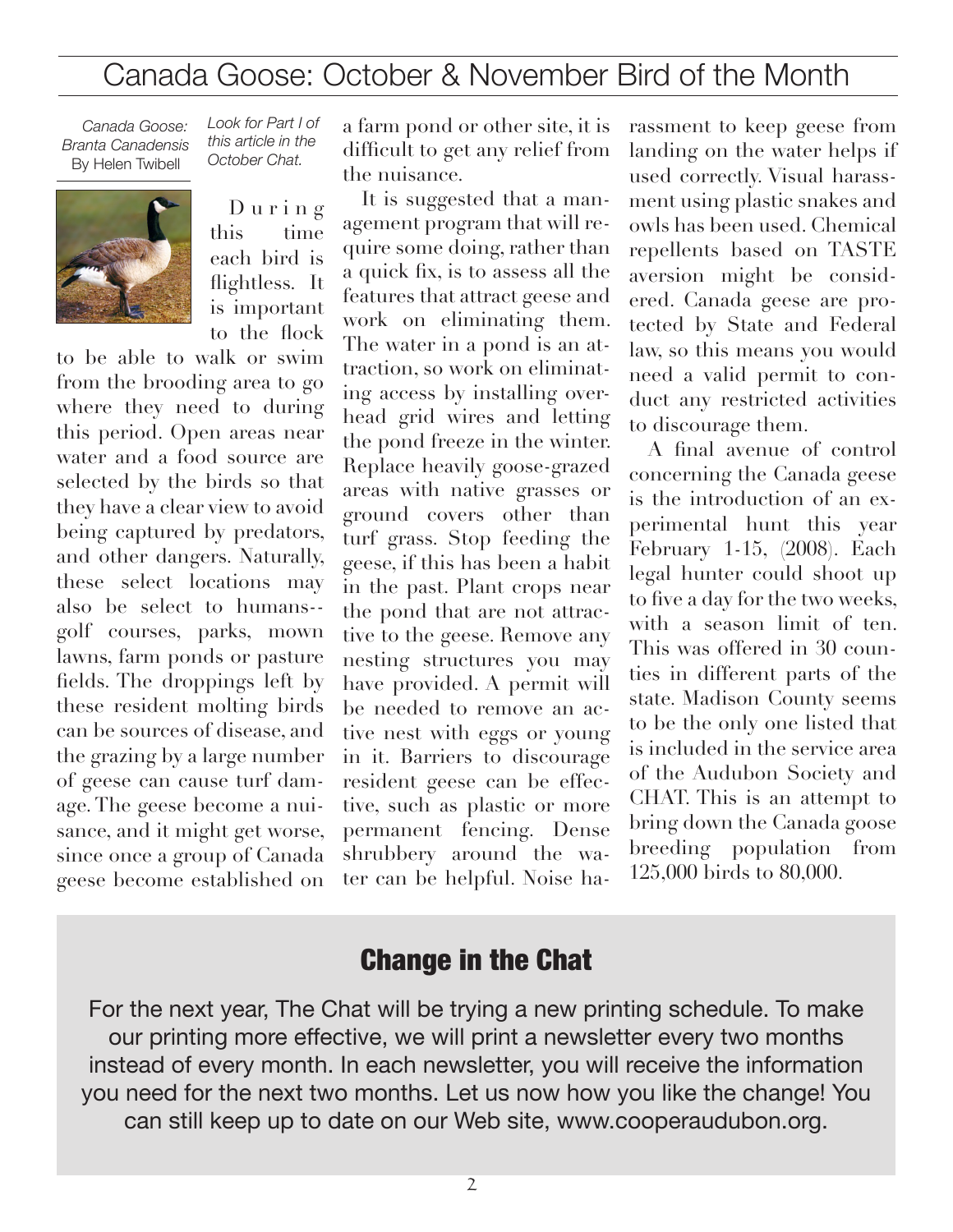# Canada Goose: October & November Bird of the Month

*Canada Goose: Branta Canadensis*
By Helen Twibell

*Look for Part I of this article in the October Chat.*

During this time each bird is flightless. It is important to the flock to be able to walk or swim from the brooding area to go where they need to during this period. Open areas near water and a food source are selected by the birds so that they have a clear view to avoid being captured by predators, and other dangers. Naturally, these select locations may also be select to humans--golf courses, parks, mown lawns, farm ponds or pasture fields. The droppings left by these resident molting birds can be sources of disease, and the grazing by a large number of geese can cause turf damage. The geese become a nuisance, and it might get worse, since once a group of Canada geese become established on a farm pond or other site, it is difficult to get any relief from the nuisance.

It is suggested that a management program that will require some doing, rather than a quick fix, is to assess all the features that attract geese and work on eliminating them. The water in a pond is an attraction, so work on eliminating access by installing overhead grid wires and letting the pond freeze in the winter. Replace heavily goose-grazed areas with native grasses or ground covers other than turf grass. Stop feeding the geese, if this has been a habit in the past. Plant crops near the pond that are not attractive to the geese. Remove any nesting structures you may have provided. A permit will be needed to remove an active nest with eggs or young in it. Barriers to discourage resident geese can be effective, such as plastic or more permanent fencing. Dense shrubbery around the water can be helpful. Noise harassment to keep geese from landing on the water helps if used correctly. Visual harassment using plastic snakes and owls has been used. Chemical repellents based on TASTE aversion might be considered. Canada geese are protected by State and Federal law, so this means you would need a valid permit to conduct any restricted activities to discourage them.

A final avenue of control concerning the Canada geese is the introduction of an experimental hunt this year February 1-15, (2008). Each legal hunter could shoot up to five a day for the two weeks, with a season limit of ten. This was offered in 30 counties in different parts of the state. Madison County seems to be the only one listed that is included in the service area of the Audubon Society and CHAT. This is an attempt to bring down the Canada goose breeding population from 125,000 birds to 80,000.

## Change in the Chat

For the next year, The Chat will be trying a new printing schedule. To make our printing more effective, we will print a newsletter every two months instead of every month. In each newsletter, you will receive the information you need for the next two months. Let us now how you like the change! You can still keep up to date on our Web site, www.cooperaudubon.org.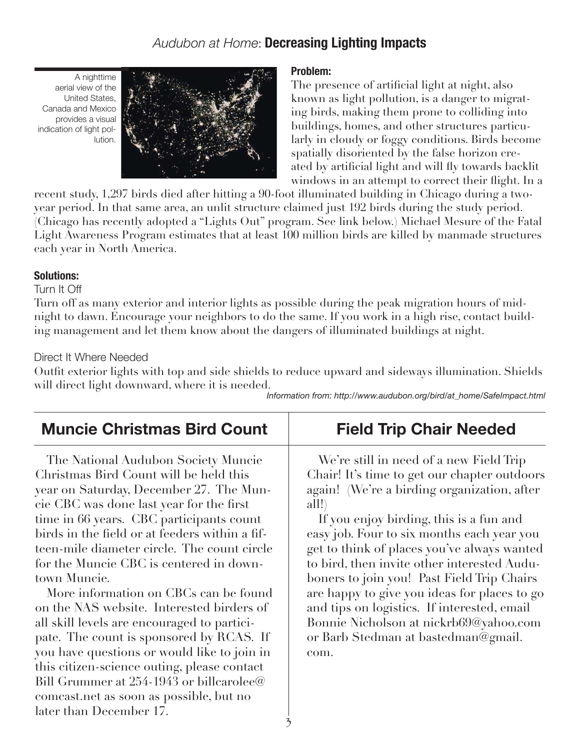## *Audubon at Home*: **Decreasing Lighting Impacts**

A nighttime aerial view of the United States, Canada and Mexico provides a visual indication of light pollution.

**Problem:**

The presence of artificial light at night, also known as light pollution, is a danger to migrating birds, making them prone to colliding into buildings, homes, and other structures particularly in cloudy or foggy conditions. Birds become spatially disoriented by the false horizon created by artificial light and will fly towards backlit windows in an attempt to correct their flight. In a recent study, 1,297 birds died after hitting a 90-foot illuminated building in Chicago during a two-year period. In that same area, an unlit structure claimed just 192 birds during the study period. (Chicago has recently adopted a "Lights Out" program. See link below.) Michael Mesure of the Fatal Light Awareness Program estimates that at least 100 million birds are killed by manmade structures each year in North America.

**Solutions:**

Turn It Off

Turn off as many exterior and interior lights as possible during the peak migration hours of midnight to dawn. Encourage your neighbors to do the same. If you work in a high rise, contact building management and let them know about the dangers of illuminated buildings at night.

Direct It Where Needed

Outfit exterior lights with top and side shields to reduce upward and sideways illumination. Shields will direct light downward, where it is needed.

*Information from: http://www.audubon.org/bird/at_home/SafeImpact.html*

## Muncie Christmas Bird Count

The National Audubon Society Muncie Christmas Bird Count will be held this year on Saturday, December 27. The Muncie CBC was done last year for the first time in 66 years. CBC participants count birds in the field or at feeders within a fifteen-mile diameter circle. The count circle for the Muncie CBC is centered in downtown Muncie.

More information on CBCs can be found on the NAS website. Interested birders of all skill levels are encouraged to participate. The count is sponsored by RCAS. If you have questions or would like to join in this citizen-science outing, please contact Bill Grummer at 254-1943 or billcarolee@comcast.net as soon as possible, but no later than December 17.

## Field Trip Chair Needed

We're still in need of a new Field Trip Chair! It's time to get our chapter outdoors again! (We're a birding organization, after all!)

If you enjoy birding, this is a fun and easy job. Four to six months each year you get to think of places you've always wanted to bird, then invite other interested Auduboners to join you! Past Field Trip Chairs are happy to give you ideas for places to go and tips on logistics. If interested, email Bonnie Nicholson at nickrb69@yahoo.com or Barb Stedman at bastedman@gmail.com.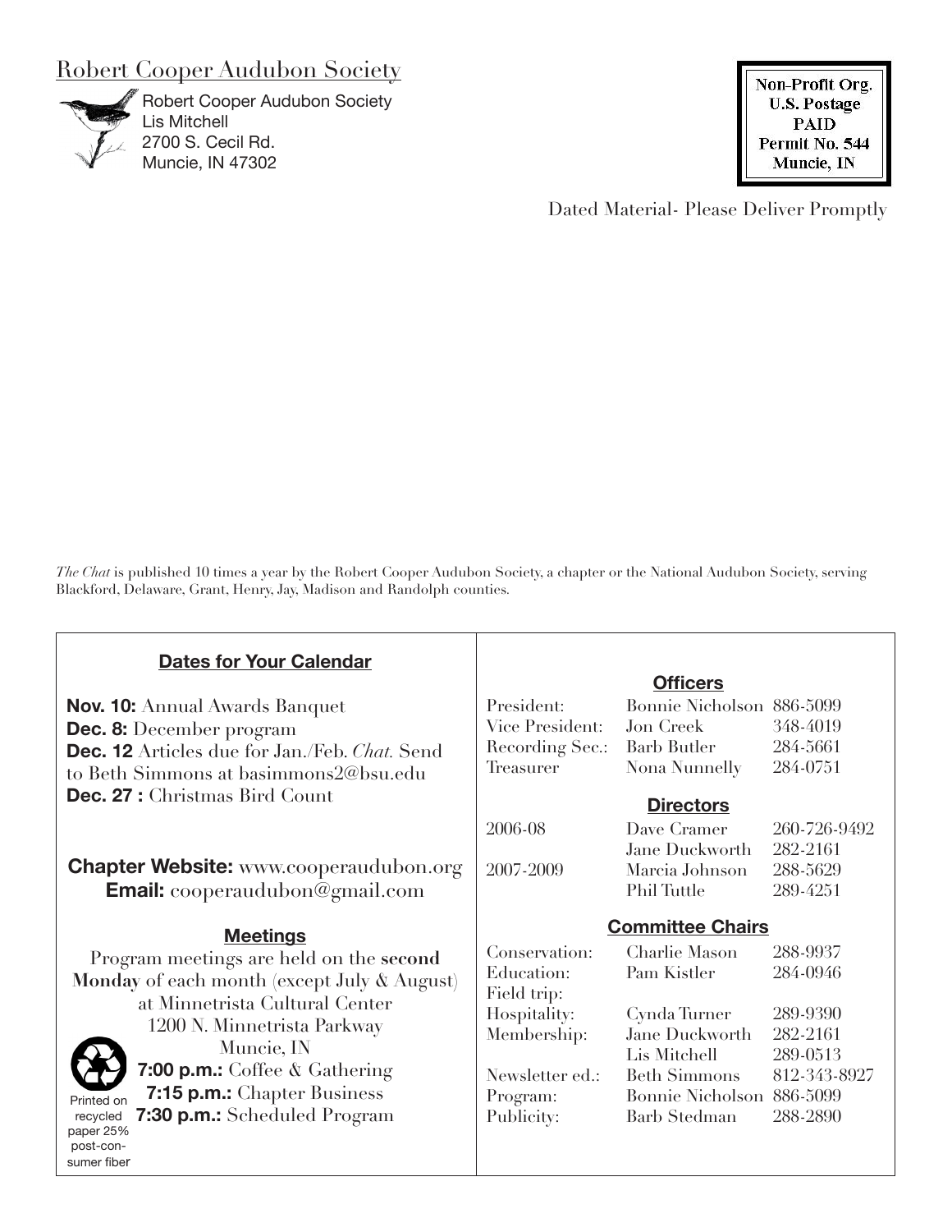Robert Cooper Audubon Society

Robert Cooper Audubon Society
Lis Mitchell
2700 S. Cecil Rd.
Muncie, IN 47302

Non-Profit Org.
U.S. Postage
PAID
Permit No. 544
Muncie, IN

Dated Material- Please Deliver Promptly

*The Chat* is published 10 times a year by the Robert Cooper Audubon Society, a chapter or the National Audubon Society, serving Blackford, Delaware, Grant, Henry, Jay, Madison and Randolph counties.

### Dates for Your Calendar

**Nov. 10:** Annual Awards Banquet
**Dec. 8:** December program
**Dec. 12** Articles due for Jan./Feb. *Chat.* Send to Beth Simmons at basimmons2@bsu.edu
**Dec. 27 :** Christmas Bird Count

**Chapter Website:** www.cooperaudubon.org
**Email:** cooperaudubon@gmail.com

### Meetings

Program meetings are held on the **second Monday** of each month (except July & August) at Minnetrista Cultural Center
1200 N. Minnetrista Parkway
Muncie, IN

**7:00 p.m.:** Coffee & Gathering
**7:15 p.m.:** Chapter Business
**7:30 p.m.:** Scheduled Program

Printed on recycled paper 25% post-consumer fiber

### Officers

| | | |
|---|---|---|
| President: | Bonnie Nicholson | 886-5099 |
| Vice President: | Jon Creek | 348-4019 |
| Recording Sec.: | Barb Butler | 284-5661 |
| Treasurer | Nona Nunnelly | 284-0751 |

### Directors

| | | |
|---|---|---|
| 2006-08 | Dave Cramer | 260-726-9492 |
| | Jane Duckworth | 282-2161 |
| 2007-2009 | Marcia Johnson | 288-5629 |
| | Phil Tuttle | 289-4251 |

### Committee Chairs

| | | |
|---|---|---|
| Conservation: | Charlie Mason | 288-9937 |
| Education: | Pam Kistler | 284-0946 |
| Field trip: | | |
| Hospitality: | Cynda Turner | 289-9390 |
| Membership: | Jane Duckworth | 282-2161 |
| | Lis Mitchell | 289-0513 |
| Newsletter ed.: | Beth Simmons | 812-343-8927 |
| Program: | Bonnie Nicholson | 886-5099 |
| Publicity: | Barb Stedman | 288-2890 |